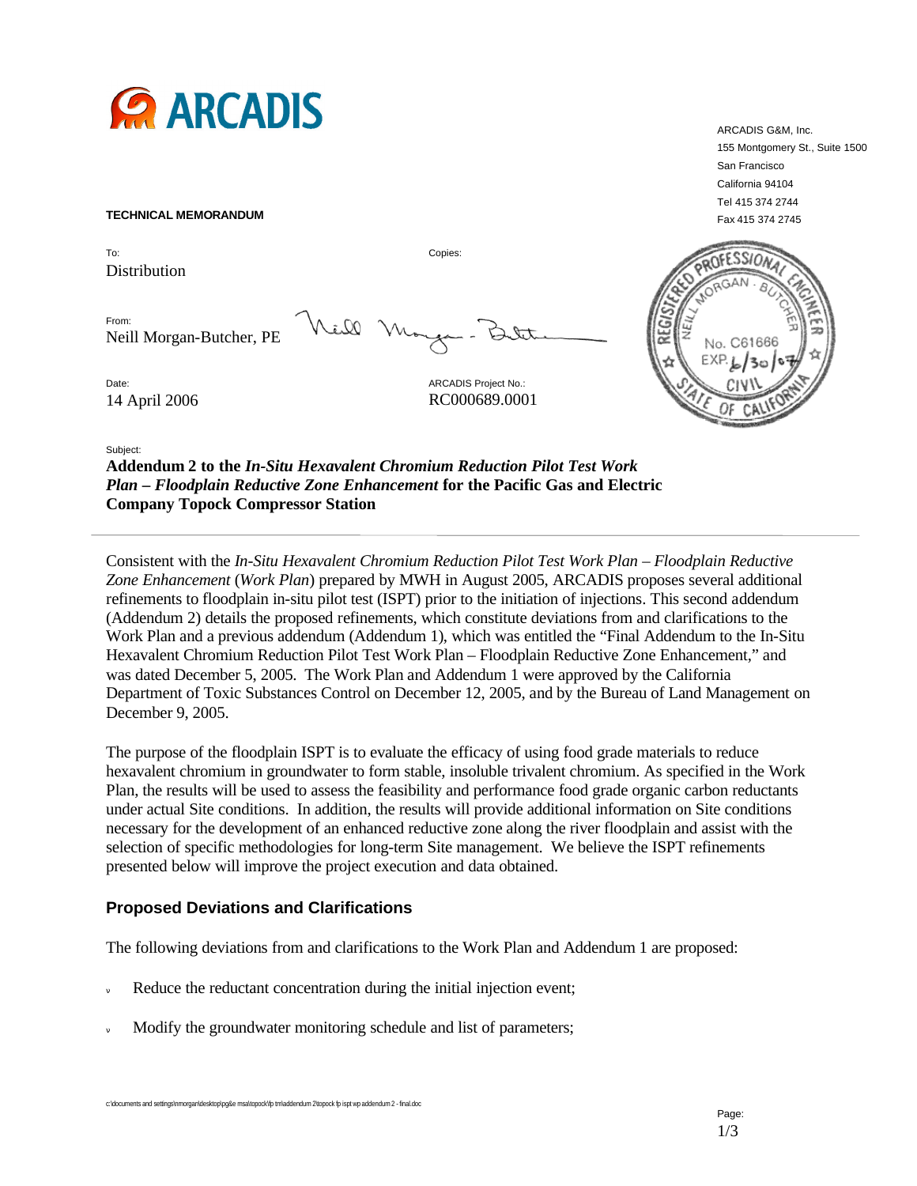# ARCADIS

ARCADIS G&M, Inc.
155 Montgomery St., Suite 1500
San Francisco
California 94104
Tel 415 374 2744
Fax 415 374 2745

**TECHNICAL MEMORANDUM**

To:
Distribution

Copies:

From:
Neill Morgan-Butcher, PE

Date:
14 April 2006

ARCADIS Project No.:
RC000689.0001

REGISTERED PROFESSIONAL ENGINEER
NEILL MORGAN - BUTCHER
No. C61666
EXP. 6/30/07
CIVIL
STATE OF CALIFORNIA

Subject:
**Addendum 2 to the *In-Situ Hexavalent Chromium Reduction Pilot Test Work Plan – Floodplain Reductive Zone Enhancement* for the Pacific Gas and Electric Company Topock Compressor Station**

---

Consistent with the *In-Situ Hexavalent Chromium Reduction Pilot Test Work Plan – Floodplain Reductive Zone Enhancement* (*Work Plan*) prepared by MWH in August 2005, ARCADIS proposes several additional refinements to floodplain in-situ pilot test (ISPT) prior to the initiation of injections. This second addendum (Addendum 2) details the proposed refinements, which constitute deviations from and clarifications to the Work Plan and a previous addendum (Addendum 1), which was entitled the "Final Addendum to the In-Situ Hexavalent Chromium Reduction Pilot Test Work Plan – Floodplain Reductive Zone Enhancement," and was dated December 5, 2005. The Work Plan and Addendum 1 were approved by the California Department of Toxic Substances Control on December 12, 2005, and by the Bureau of Land Management on December 9, 2005.

The purpose of the floodplain ISPT is to evaluate the efficacy of using food grade materials to reduce hexavalent chromium in groundwater to form stable, insoluble trivalent chromium. As specified in the Work Plan, the results will be used to assess the feasibility and performance food grade organic carbon reductants under actual Site conditions. In addition, the results will provide additional information on Site conditions necessary for the development of an enhanced reductive zone along the river floodplain and assist with the selection of specific methodologies for long-term Site management. We believe the ISPT refinements presented below will improve the project execution and data obtained.

## Proposed Deviations and Clarifications

The following deviations from and clarifications to the Work Plan and Addendum 1 are proposed:

- Reduce the reductant concentration during the initial injection event;
- Modify the groundwater monitoring schedule and list of parameters;

c:\documents and settings\nmorgan\desktop\pg&e msa\topock\fp tm\addendum 2\topock fp ispt wp addendum 2 - final.doc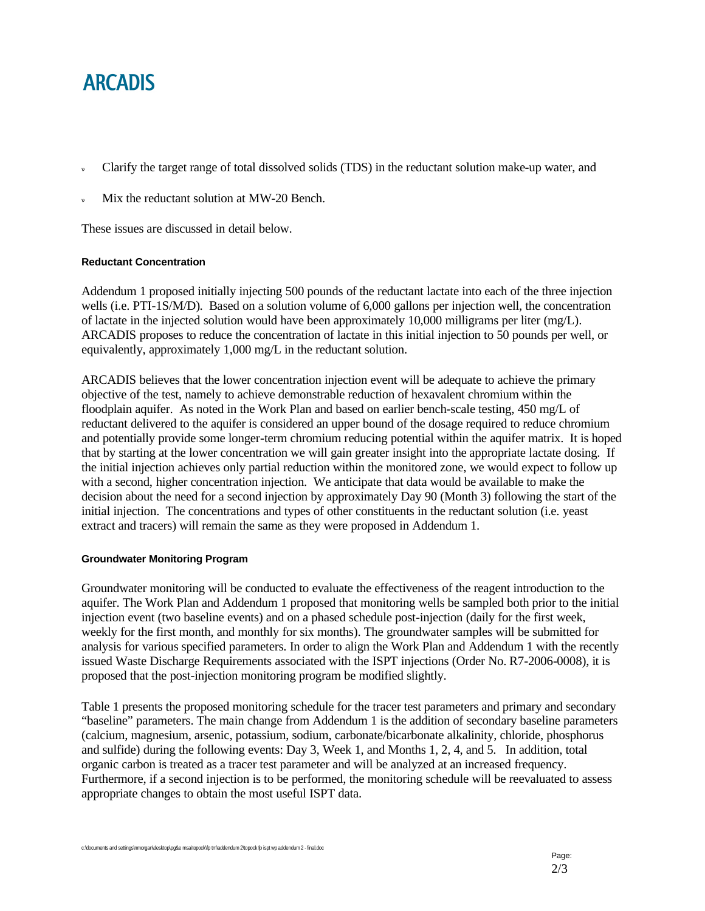- Clarify the target range of total dissolved solids (TDS) in the reductant solution make-up water, and
- Mix the reductant solution at MW-20 Bench.

These issues are discussed in detail below.

#### Reductant Concentration

Addendum 1 proposed initially injecting 500 pounds of the reductant lactate into each of the three injection wells (i.e. PTI-1S/M/D). Based on a solution volume of 6,000 gallons per injection well, the concentration of lactate in the injected solution would have been approximately 10,000 milligrams per liter (mg/L). ARCADIS proposes to reduce the concentration of lactate in this initial injection to 50 pounds per well, or equivalently, approximately 1,000 mg/L in the reductant solution.

ARCADIS believes that the lower concentration injection event will be adequate to achieve the primary objective of the test, namely to achieve demonstrable reduction of hexavalent chromium within the floodplain aquifer. As noted in the Work Plan and based on earlier bench-scale testing, 450 mg/L of reductant delivered to the aquifer is considered an upper bound of the dosage required to reduce chromium and potentially provide some longer-term chromium reducing potential within the aquifer matrix. It is hoped that by starting at the lower concentration we will gain greater insight into the appropriate lactate dosing. If the initial injection achieves only partial reduction within the monitored zone, we would expect to follow up with a second, higher concentration injection. We anticipate that data would be available to make the decision about the need for a second injection by approximately Day 90 (Month 3) following the start of the initial injection. The concentrations and types of other constituents in the reductant solution (i.e. yeast extract and tracers) will remain the same as they were proposed in Addendum 1.

#### Groundwater Monitoring Program

Groundwater monitoring will be conducted to evaluate the effectiveness of the reagent introduction to the aquifer. The Work Plan and Addendum 1 proposed that monitoring wells be sampled both prior to the initial injection event (two baseline events) and on a phased schedule post-injection (daily for the first week, weekly for the first month, and monthly for six months). The groundwater samples will be submitted for analysis for various specified parameters. In order to align the Work Plan and Addendum 1 with the recently issued Waste Discharge Requirements associated with the ISPT injections (Order No. R7-2006-0008), it is proposed that the post-injection monitoring program be modified slightly.

Table 1 presents the proposed monitoring schedule for the tracer test parameters and primary and secondary "baseline" parameters. The main change from Addendum 1 is the addition of secondary baseline parameters (calcium, magnesium, arsenic, potassium, sodium, carbonate/bicarbonate alkalinity, chloride, phosphorus and sulfide) during the following events: Day 3, Week 1, and Months 1, 2, 4, and 5. In addition, total organic carbon is treated as a tracer test parameter and will be analyzed at an increased frequency. Furthermore, if a second injection is to be performed, the monitoring schedule will be reevaluated to assess appropriate changes to obtain the most useful ISPT data.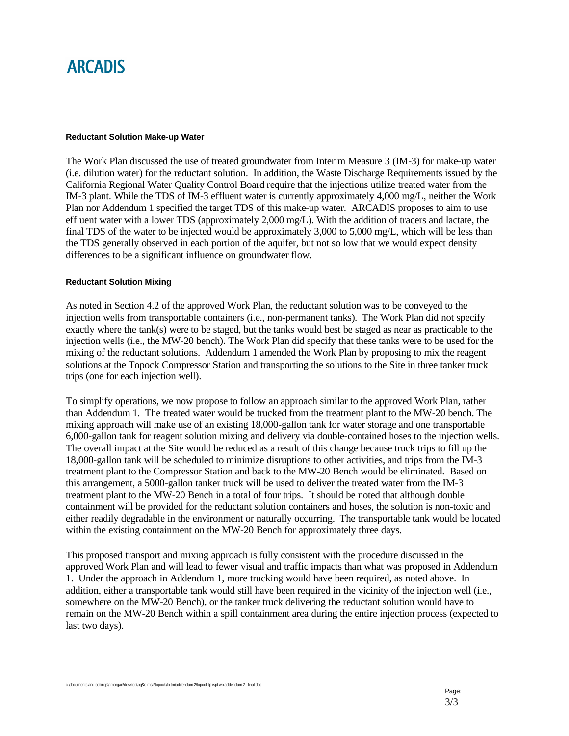#### Reductant Solution Make-up Water

The Work Plan discussed the use of treated groundwater from Interim Measure 3 (IM-3) for make-up water (i.e. dilution water) for the reductant solution. In addition, the Waste Discharge Requirements issued by the California Regional Water Quality Control Board require that the injections utilize treated water from the IM-3 plant. While the TDS of IM-3 effluent water is currently approximately 4,000 mg/L, neither the Work Plan nor Addendum 1 specified the target TDS of this make-up water. ARCADIS proposes to aim to use effluent water with a lower TDS (approximately 2,000 mg/L). With the addition of tracers and lactate, the final TDS of the water to be injected would be approximately 3,000 to 5,000 mg/L, which will be less than the TDS generally observed in each portion of the aquifer, but not so low that we would expect density differences to be a significant influence on groundwater flow.

#### Reductant Solution Mixing

As noted in Section 4.2 of the approved Work Plan, the reductant solution was to be conveyed to the injection wells from transportable containers (i.e., non-permanent tanks). The Work Plan did not specify exactly where the tank(s) were to be staged, but the tanks would best be staged as near as practicable to the injection wells (i.e., the MW-20 bench). The Work Plan did specify that these tanks were to be used for the mixing of the reductant solutions. Addendum 1 amended the Work Plan by proposing to mix the reagent solutions at the Topock Compressor Station and transporting the solutions to the Site in three tanker truck trips (one for each injection well).

To simplify operations, we now propose to follow an approach similar to the approved Work Plan, rather than Addendum 1. The treated water would be trucked from the treatment plant to the MW-20 bench. The mixing approach will make use of an existing 18,000-gallon tank for water storage and one transportable 6,000-gallon tank for reagent solution mixing and delivery via double-contained hoses to the injection wells. The overall impact at the Site would be reduced as a result of this change because truck trips to fill up the 18,000-gallon tank will be scheduled to minimize disruptions to other activities, and trips from the IM-3 treatment plant to the Compressor Station and back to the MW-20 Bench would be eliminated. Based on this arrangement, a 5000-gallon tanker truck will be used to deliver the treated water from the IM-3 treatment plant to the MW-20 Bench in a total of four trips. It should be noted that although double containment will be provided for the reductant solution containers and hoses, the solution is non-toxic and either readily degradable in the environment or naturally occurring. The transportable tank would be located within the existing containment on the MW-20 Bench for approximately three days.

This proposed transport and mixing approach is fully consistent with the procedure discussed in the approved Work Plan and will lead to fewer visual and traffic impacts than what was proposed in Addendum 1. Under the approach in Addendum 1, more trucking would have been required, as noted above. In addition, either a transportable tank would still have been required in the vicinity of the injection well (i.e., somewhere on the MW-20 Bench), or the tanker truck delivering the reductant solution would have to remain on the MW-20 Bench within a spill containment area during the entire injection process (expected to last two days).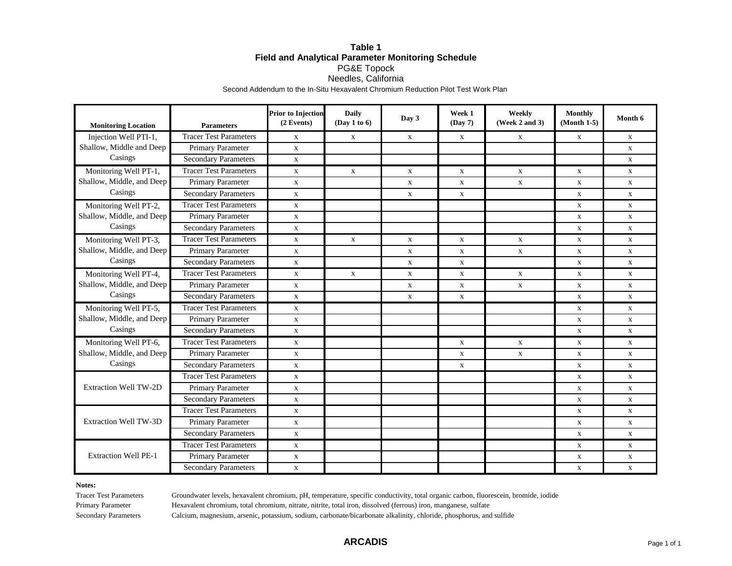**Table 1**
**Field and Analytical Parameter Monitoring Schedule**
PG&E Topock
Needles, California
Second Addendum to the In-Situ Hexavalent Chromium Reduction Pilot Test Work Plan

| Monitoring Location | Parameters | Prior to Injection (2 Events) | Daily (Day 1 to 6) | Day 3 | Week 1 (Day 7) | Weekly (Week 2 and 3) | Monthly (Month 1-5) | Month 6 |
|---|---|---|---|---|---|---|---|---|
| Injection Well PTI-1, Shallow, Middle and Deep Casings | Tracer Test Parameters | x | x | x | x | x | x | x |
| | Primary Parameter | x | | | | | | x |
| | Secondary Parameters | x | | | | | | x |
| Monitoring Well PT-1, Shallow, Middle, and Deep Casings | Tracer Test Parameters | x | x | x | x | x | x | x |
| | Primary Parameter | x | | x | x | x | x | x |
| | Secondary Parameters | x | | x | x | | x | x |
| Monitoring Well PT-2, Shallow, Middle, and Deep Casings | Tracer Test Parameters | x | | | | | x | x |
| | Primary Parameter | x | | | | | x | x |
| | Secondary Parameters | x | | | | | x | x |
| Monitoring Well PT-3, Shallow, Middle, and Deep Casings | Tracer Test Parameters | x | x | x | x | x | x | x |
| | Primary Parameter | x | | x | x | x | x | x |
| | Secondary Parameters | x | | x | x | | x | x |
| Monitoring Well PT-4, Shallow, Middle, and Deep Casings | Tracer Test Parameters | x | x | x | x | x | x | x |
| | Primary Parameter | x | | x | x | x | x | x |
| | Secondary Parameters | x | | x | x | | x | x |
| Monitoring Well PT-5, Shallow, Middle, and Deep Casings | Tracer Test Parameters | x | | | | | x | x |
| | Primary Parameter | x | | | | | x | x |
| | Secondary Parameters | x | | | | | x | x |
| Monitoring Well PT-6, Shallow, Middle, and Deep Casings | Tracer Test Parameters | x | | | x | x | x | x |
| | Primary Parameter | x | | | x | x | x | x |
| | Secondary Parameters | x | | | x | | x | x |
| Extraction Well TW-2D | Tracer Test Parameters | x | | | | | x | x |
| | Primary Parameter | x | | | | | x | x |
| | Secondary Parameters | x | | | | | x | x |
| Extraction Well TW-3D | Tracer Test Parameters | x | | | | | x | x |
| | Primary Parameter | x | | | | | x | x |
| | Secondary Parameters | x | | | | | x | x |
| Extraction Well PE-1 | Tracer Test Parameters | x | | | | | x | x |
| | Primary Parameter | x | | | | | x | x |
| | Secondary Parameters | x | | | | | x | x |

**Notes:**

Tracer Test Parameters — Groundwater levels, hexavalent chromium, pH, temperature, specific conductivity, total organic carbon, fluorescein, bromide, iodide

Primary Parameter — Hexavalent chromium, total chromium, nitrate, nitrite, total iron, dissolved (ferrous) iron, manganese, sulfate

Secondary Parameters — Calcium, magnesium, arsenic, potassium, sodium, carbonate/bicarbonate alkalinity, chloride, phosphorus, and sulfide

**ARCADIS**